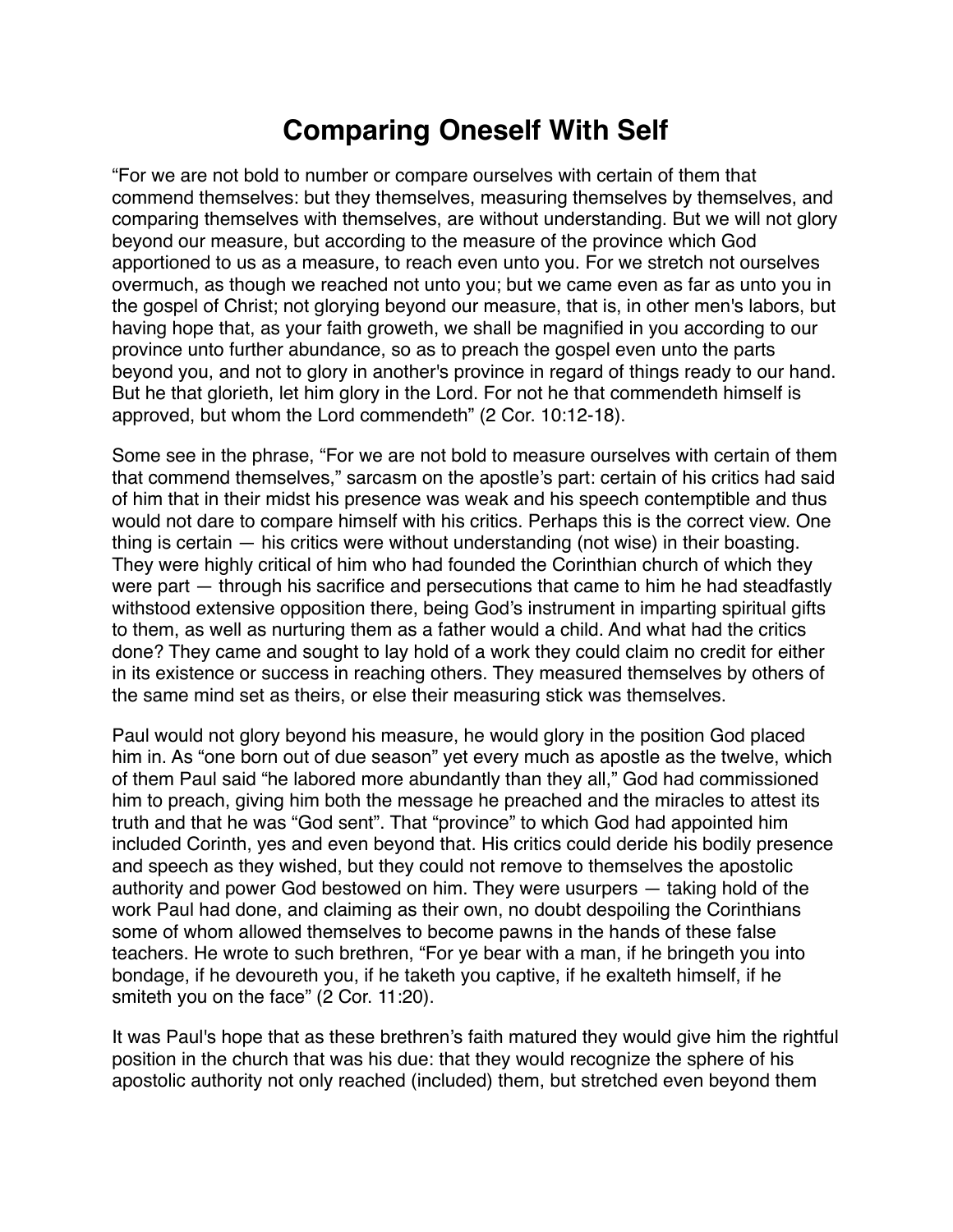# Comparing Oneself With Self

“For we are not bold to number or compare ourselves with certain of them that commend themselves: but they themselves, measuring themselves by themselves, and comparing themselves with themselves, are without understanding. But we will not glory beyond our measure, but according to the measure of the province which God apportioned to us as a measure, to reach even unto you. For we stretch not ourselves overmuch, as though we reached not unto you; but we came even as far as unto you in the gospel of Christ; not glorying beyond our measure, that is, in other men's labors, but having hope that, as your faith groweth, we shall be magnified in you according to our province unto further abundance, so as to preach the gospel even unto the parts beyond you, and not to glory in another's province in regard of things ready to our hand. But he that glorieth, let him glory in the Lord. For not he that commendeth himself is approved, but whom the Lord commendeth” (2 Cor. 10:12-18).

Some see in the phrase, “For we are not bold to measure ourselves with certain of them that commend themselves,” sarcasm on the apostle’s part: certain of his critics had said of him that in their midst his presence was weak and his speech contemptible and thus would not dare to compare himself with his critics. Perhaps this is the correct view. One thing is certain — his critics were without understanding (not wise) in their boasting. They were highly critical of him who had founded the Corinthian church of which they were part — through his sacrifice and persecutions that came to him he had steadfastly withstood extensive opposition there, being God’s instrument in imparting spiritual gifts to them, as well as nurturing them as a father would a child. And what had the critics done? They came and sought to lay hold of a work they could claim no credit for either in its existence or success in reaching others. They measured themselves by others of the same mind set as theirs, or else their measuring stick was themselves.

Paul would not glory beyond his measure, he would glory in the position God placed him in. As “one born out of due season” yet every much as apostle as the twelve, which of them Paul said “he labored more abundantly than they all,” God had commissioned him to preach, giving him both the message he preached and the miracles to attest its truth and that he was “God sent”. That “province” to which God had appointed him included Corinth, yes and even beyond that. His critics could deride his bodily presence and speech as they wished, but they could not remove to themselves the apostolic authority and power God bestowed on him. They were usurpers — taking hold of the work Paul had done, and claiming as their own, no doubt despoiling the Corinthians some of whom allowed themselves to become pawns in the hands of these false teachers. He wrote to such brethren, “For ye bear with a man, if he bringeth you into bondage, if he devoureth you, if he taketh you captive, if he exalteth himself, if he smiteth you on the face” (2 Cor. 11:20).

It was Paul's hope that as these brethren’s faith matured they would give him the rightful position in the church that was his due: that they would recognize the sphere of his apostolic authority not only reached (included) them, but stretched even beyond them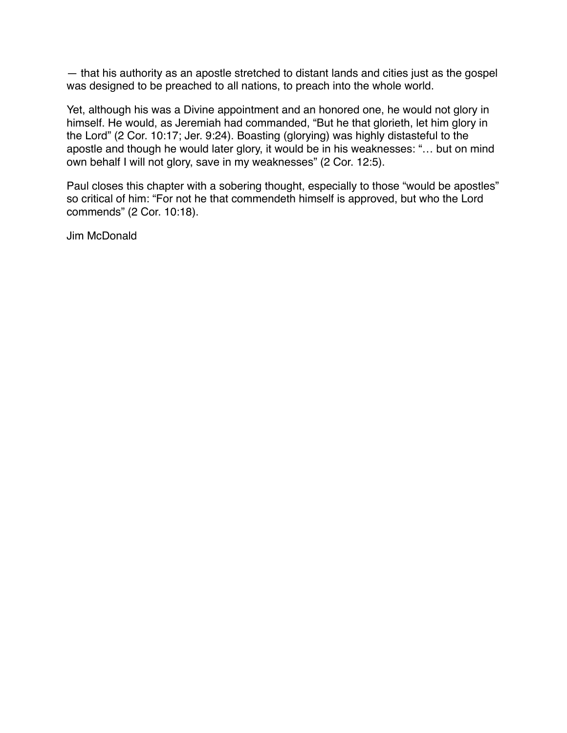— that his authority as an apostle stretched to distant lands and cities just as the gospel was designed to be preached to all nations, to preach into the whole world.

Yet, although his was a Divine appointment and an honored one, he would not glory in himself. He would, as Jeremiah had commanded, “But he that glorieth, let him glory in the Lord” (2 Cor. 10:17; Jer. 9:24). Boasting (glorying) was highly distasteful to the apostle and though he would later glory, it would be in his weaknesses: “… but on mind own behalf I will not glory, save in my weaknesses” (2 Cor. 12:5).

Paul closes this chapter with a sobering thought, especially to those “would be apostles” so critical of him: “For not he that commendeth himself is approved, but who the Lord commends” (2 Cor. 10:18).

Jim McDonald